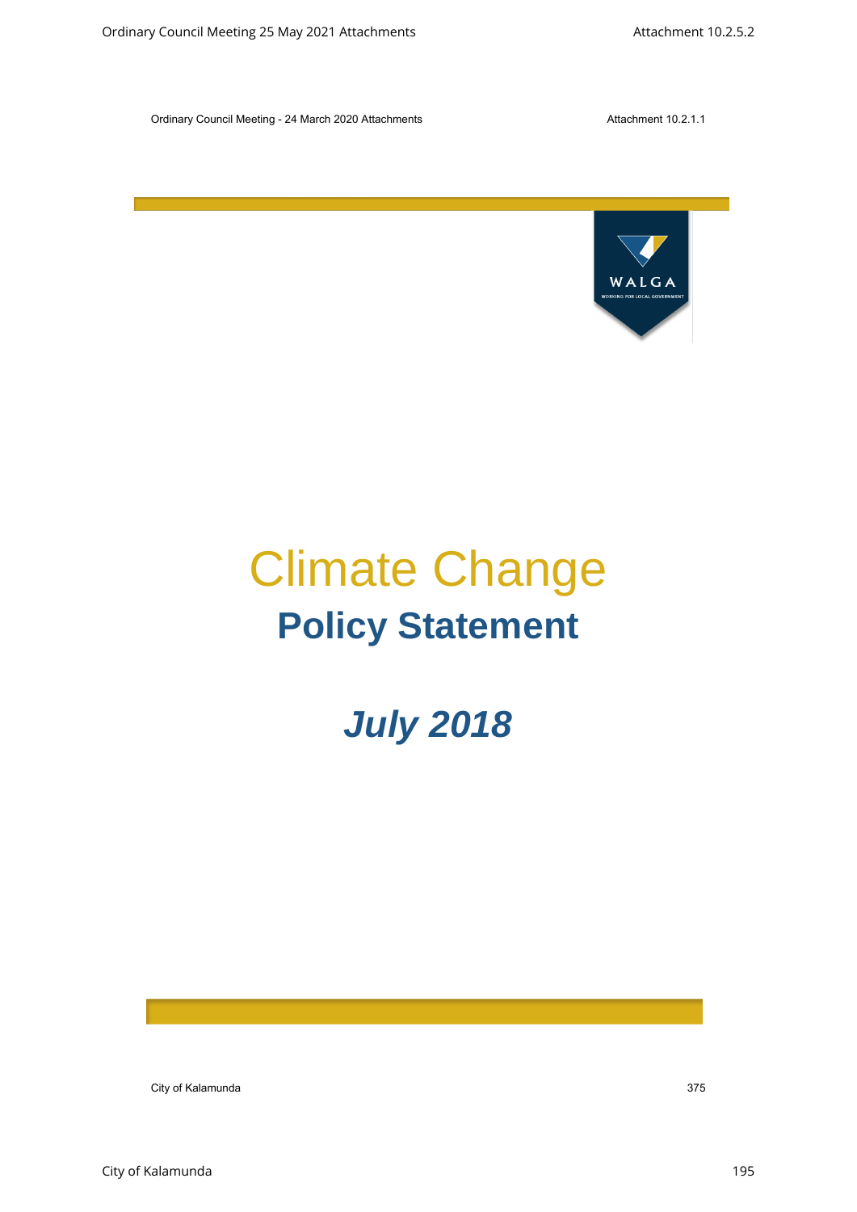# Climate Change

## Policy Statement

***July 2018***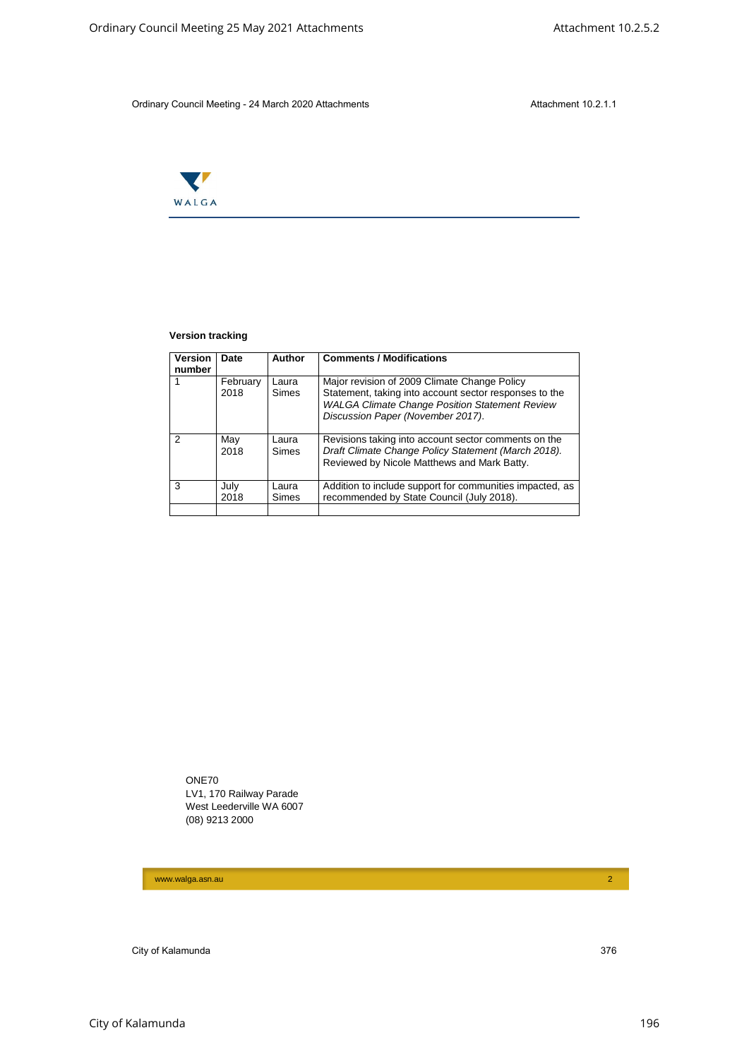WALGA

**Version tracking**

| Version number | Date | Author | Comments / Modifications |
|---|---|---|---|
| 1 | February 2018 | Laura Simes | Major revision of 2009 Climate Change Policy Statement, taking into account sector responses to the *WALGA Climate Change Position Statement Review Discussion Paper (November 2017).* |
| 2 | May 2018 | Laura Simes | Revisions taking into account sector comments on the *Draft Climate Change Policy Statement (March 2018).* Reviewed by Nicole Matthews and Mark Batty. |
| 3 | July 2018 | Laura Simes | Addition to include support for communities impacted, as recommended by State Council (July 2018). |
| | | | |

ONE70
LV1, 170 Railway Parade
West Leederville WA 6007
(08) 9213 2000

www.walga.asn.au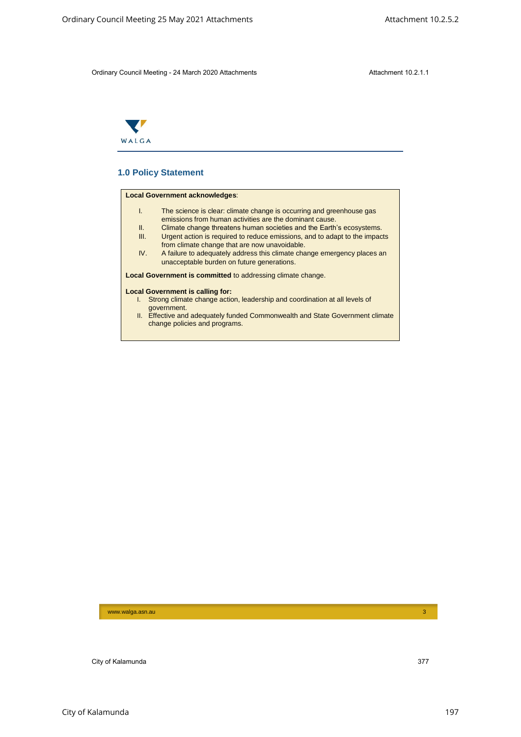WALGA

## 1.0 Policy Statement

**Local Government acknowledges**:

I. The science is clear: climate change is occurring and greenhouse gas emissions from human activities are the dominant cause.
II. Climate change threatens human societies and the Earth's ecosystems.
III. Urgent action is required to reduce emissions, and to adapt to the impacts from climate change that are now unavoidable.
IV. A failure to adequately address this climate change emergency places an unacceptable burden on future generations.

**Local Government is committed** to addressing climate change.

**Local Government is calling for:**

I. Strong climate change action, leadership and coordination at all levels of government.
II. Effective and adequately funded Commonwealth and State Government climate change policies and programs.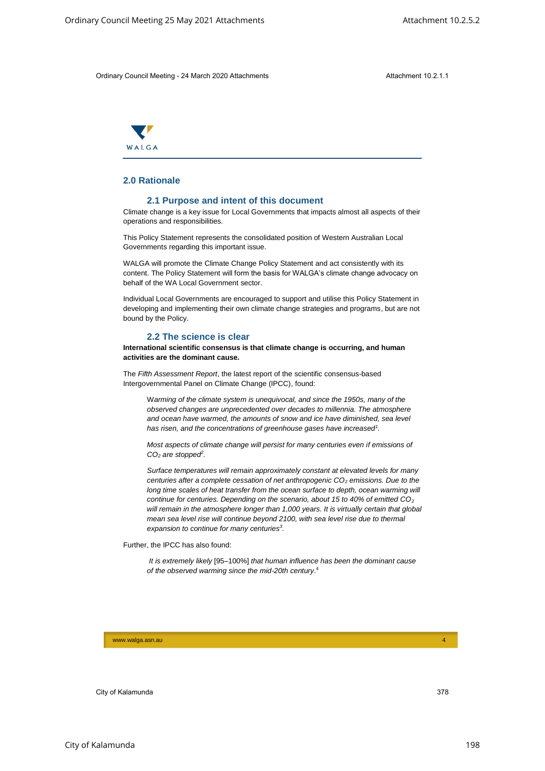## 2.0 Rationale

### 2.1 Purpose and intent of this document

Climate change is a key issue for Local Governments that impacts almost all aspects of their operations and responsibilities.

This Policy Statement represents the consolidated position of Western Australian Local Governments regarding this important issue.

WALGA will promote the Climate Change Policy Statement and act consistently with its content. The Policy Statement will form the basis for WALGA's climate change advocacy on behalf of the WA Local Government sector.

Individual Local Governments are encouraged to support and utilise this Policy Statement in developing and implementing their own climate change strategies and programs, but are not bound by the Policy.

### 2.2 The science is clear

**International scientific consensus is that climate change is occurring, and human activities are the dominant cause.**

The *Fifth Assessment Report*, the latest report of the scientific consensus-based Intergovernmental Panel on Climate Change (IPCC), found:

> *Warming of the climate system is unequivocal, and since the 1950s, many of the observed changes are unprecedented over decades to millennia. The atmosphere and ocean have warmed, the amounts of snow and ice have diminished, sea level has risen, and the concentrations of greenhouse gases have increased*[1].
>
> *Most aspects of climate change will persist for many centuries even if emissions of $CO_2$ are stopped*[2].
>
> *Surface temperatures will remain approximately constant at elevated levels for many centuries after a complete cessation of net anthropogenic $CO_2$ emissions. Due to the long time scales of heat transfer from the ocean surface to depth, ocean warming will continue for centuries. Depending on the scenario, about 15 to 40% of emitted $CO_2$ will remain in the atmosphere longer than 1,000 years. It is virtually certain that global mean sea level rise will continue beyond 2100, with sea level rise due to thermal expansion to continue for many centuries*[3].

Further, the IPCC has also found:

> *It is extremely likely* [95–100%] *that human influence has been the dominant cause of the observed warming since the mid-20th century*.[4]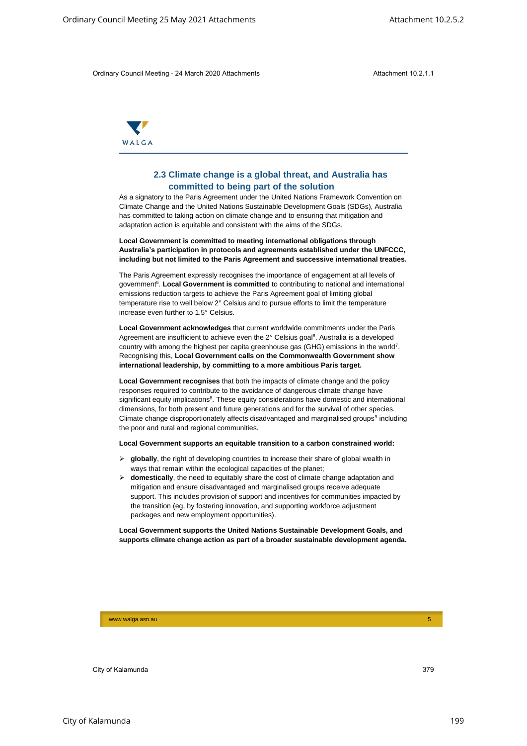## 2.3 Climate change is a global threat, and Australia has committed to being part of the solution

As a signatory to the Paris Agreement under the United Nations Framework Convention on Climate Change and the United Nations Sustainable Development Goals (SDGs), Australia has committed to taking action on climate change and to ensuring that mitigation and adaptation action is equitable and consistent with the aims of the SDGs.

**Local Government is committed to meeting international obligations through Australia's participation in protocols and agreements established under the UNFCCC, including but not limited to the Paris Agreement and successive international treaties.**

The Paris Agreement expressly recognises the importance of engagement at all levels of government[5]. **Local Government is committed** to contributing to national and international emissions reduction targets to achieve the Paris Agreement goal of limiting global temperature rise to well below 2° Celsius and to pursue efforts to limit the temperature increase even further to 1.5° Celsius.

**Local Government acknowledges** that current worldwide commitments under the Paris Agreement are insufficient to achieve even the 2° Celsius goal[6]. Australia is a developed country with among the highest per capita greenhouse gas (GHG) emissions in the world[7]. Recognising this, **Local Government calls on the Commonwealth Government show international leadership, by committing to a more ambitious Paris target.**

**Local Government recognises** that both the impacts of climate change and the policy responses required to contribute to the avoidance of dangerous climate change have significant equity implications[8]. These equity considerations have domestic and international dimensions, for both present and future generations and for the survival of other species. Climate change disproportionately affects disadvantaged and marginalised groups[9] including the poor and rural and regional communities.

**Local Government supports an equitable transition to a carbon constrained world:**

- **globally**, the right of developing countries to increase their share of global wealth in ways that remain within the ecological capacities of the planet;
- **domestically**, the need to equitably share the cost of climate change adaptation and mitigation and ensure disadvantaged and marginalised groups receive adequate support. This includes provision of support and incentives for communities impacted by the transition (eg, by fostering innovation, and supporting workforce adjustment packages and new employment opportunities).

**Local Government supports the United Nations Sustainable Development Goals, and supports climate change action as part of a broader sustainable development agenda.**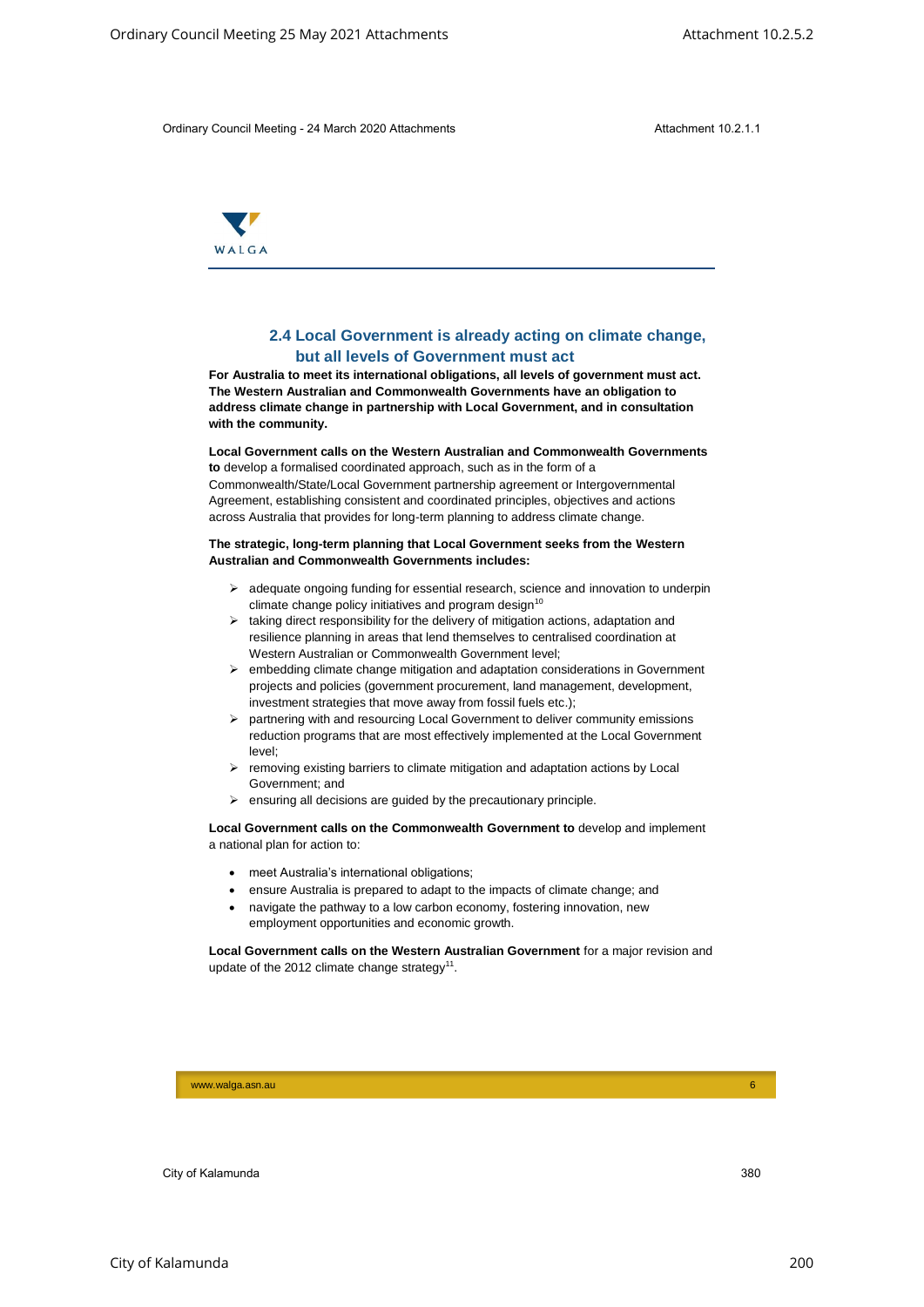## 2.4 Local Government is already acting on climate change, but all levels of Government must act

**For Australia to meet its international obligations, all levels of government must act. The Western Australian and Commonwealth Governments have an obligation to address climate change in partnership with Local Government, and in consultation with the community.**

**Local Government calls on the Western Australian and Commonwealth Governments to** develop a formalised coordinated approach, such as in the form of a Commonwealth/State/Local Government partnership agreement or Intergovernmental Agreement, establishing consistent and coordinated principles, objectives and actions across Australia that provides for long-term planning to address climate change.

**The strategic, long-term planning that Local Government seeks from the Western Australian and Commonwealth Governments includes:**

- adequate ongoing funding for essential research, science and innovation to underpin climate change policy initiatives and program design[10]
- taking direct responsibility for the delivery of mitigation actions, adaptation and resilience planning in areas that lend themselves to centralised coordination at Western Australian or Commonwealth Government level;
- embedding climate change mitigation and adaptation considerations in Government projects and policies (government procurement, land management, development, investment strategies that move away from fossil fuels etc.);
- partnering with and resourcing Local Government to deliver community emissions reduction programs that are most effectively implemented at the Local Government level;
- removing existing barriers to climate mitigation and adaptation actions by Local Government; and
- ensuring all decisions are guided by the precautionary principle.

**Local Government calls on the Commonwealth Government to** develop and implement a national plan for action to:

- meet Australia's international obligations;
- ensure Australia is prepared to adapt to the impacts of climate change; and
- navigate the pathway to a low carbon economy, fostering innovation, new employment opportunities and economic growth.

**Local Government calls on the Western Australian Government** for a major revision and update of the 2012 climate change strategy[11].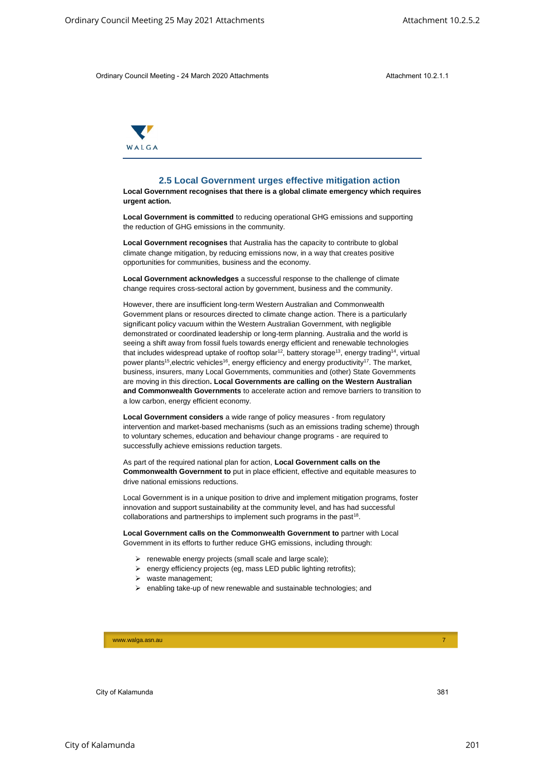## 2.5 Local Government urges effective mitigation action

**Local Government recognises that there is a global climate emergency which requires urgent action.**

**Local Government is committed** to reducing operational GHG emissions and supporting the reduction of GHG emissions in the community.

**Local Government recognises** that Australia has the capacity to contribute to global climate change mitigation, by reducing emissions now, in a way that creates positive opportunities for communities, business and the economy.

**Local Government acknowledges** a successful response to the challenge of climate change requires cross-sectoral action by government, business and the community.

However, there are insufficient long-term Western Australian and Commonwealth Government plans or resources directed to climate change action. There is a particularly significant policy vacuum within the Western Australian Government, with negligible demonstrated or coordinated leadership or long-term planning. Australia and the world is seeing a shift away from fossil fuels towards energy efficient and renewable technologies that includes widespread uptake of rooftop solar[12], battery storage[13], energy trading[14], virtual power plants[15],electric vehicles[16], energy efficiency and energy productivity[17]. The market, business, insurers, many Local Governments, communities and (other) State Governments are moving in this direction**. Local Governments are calling on the Western Australian and Commonwealth Governments** to accelerate action and remove barriers to transition to a low carbon, energy efficient economy.

**Local Government considers** a wide range of policy measures - from regulatory intervention and market-based mechanisms (such as an emissions trading scheme) through to voluntary schemes, education and behaviour change programs - are required to successfully achieve emissions reduction targets.

As part of the required national plan for action, **Local Government calls on the Commonwealth Government to** put in place efficient, effective and equitable measures to drive national emissions reductions.

Local Government is in a unique position to drive and implement mitigation programs, foster innovation and support sustainability at the community level, and has had successful collaborations and partnerships to implement such programs in the past[18].

**Local Government calls on the Commonwealth Government to** partner with Local Government in its efforts to further reduce GHG emissions, including through:

- renewable energy projects (small scale and large scale);
- energy efficiency projects (eg, mass LED public lighting retrofits);
- waste management;
- enabling take-up of new renewable and sustainable technologies; and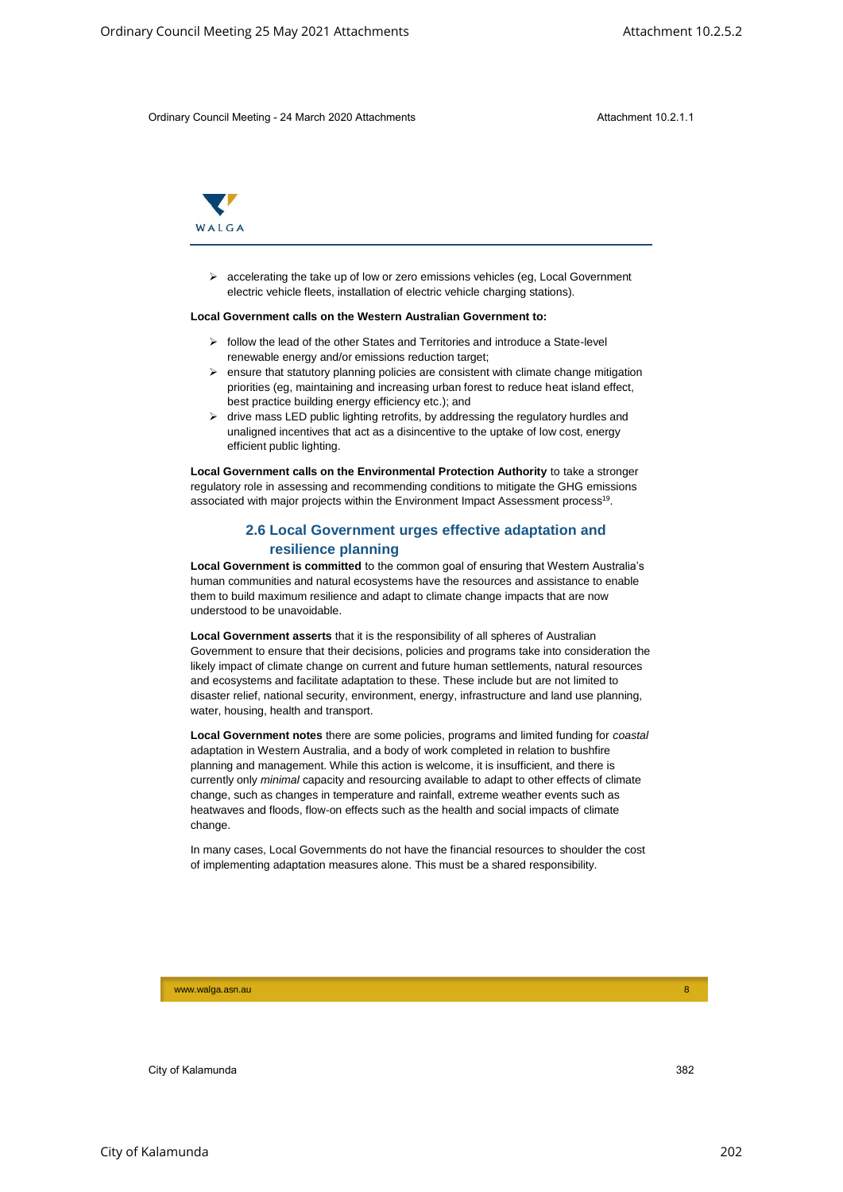- accelerating the take up of low or zero emissions vehicles (eg, Local Government electric vehicle fleets, installation of electric vehicle charging stations).

**Local Government calls on the Western Australian Government to:**

- follow the lead of the other States and Territories and introduce a State-level renewable energy and/or emissions reduction target;
- ensure that statutory planning policies are consistent with climate change mitigation priorities (eg, maintaining and increasing urban forest to reduce heat island effect, best practice building energy efficiency etc.); and
- drive mass LED public lighting retrofits, by addressing the regulatory hurdles and unaligned incentives that act as a disincentive to the uptake of low cost, energy efficient public lighting.

**Local Government calls on the Environmental Protection Authority** to take a stronger regulatory role in assessing and recommending conditions to mitigate the GHG emissions associated with major projects within the Environment Impact Assessment process[19].

## 2.6 Local Government urges effective adaptation and resilience planning

**Local Government is committed** to the common goal of ensuring that Western Australia's human communities and natural ecosystems have the resources and assistance to enable them to build maximum resilience and adapt to climate change impacts that are now understood to be unavoidable.

**Local Government asserts** that it is the responsibility of all spheres of Australian Government to ensure that their decisions, policies and programs take into consideration the likely impact of climate change on current and future human settlements, natural resources and ecosystems and facilitate adaptation to these. These include but are not limited to disaster relief, national security, environment, energy, infrastructure and land use planning, water, housing, health and transport.

**Local Government notes** there are some policies, programs and limited funding for *coastal* adaptation in Western Australia, and a body of work completed in relation to bushfire planning and management. While this action is welcome, it is insufficient, and there is currently only *minimal* capacity and resourcing available to adapt to other effects of climate change, such as changes in temperature and rainfall, extreme weather events such as heatwaves and floods, flow-on effects such as the health and social impacts of climate change.

In many cases, Local Governments do not have the financial resources to shoulder the cost of implementing adaptation measures alone. This must be a shared responsibility.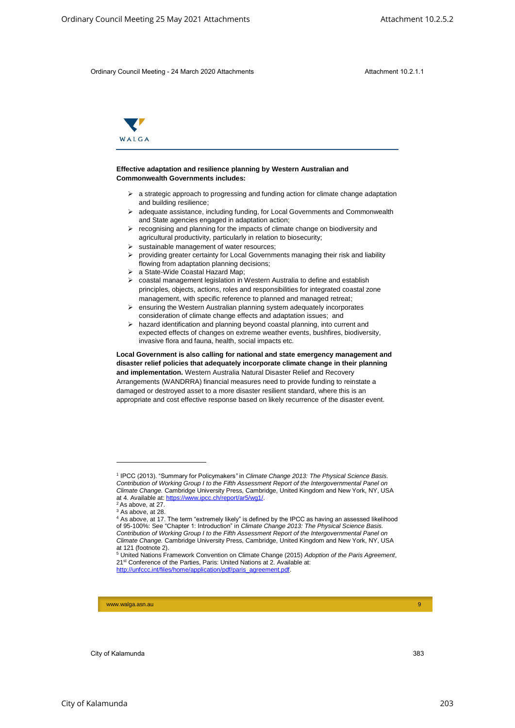**Effective adaptation and resilience planning by Western Australian and Commonwealth Governments includes:**

- a strategic approach to progressing and funding action for climate change adaptation and building resilience;
- adequate assistance, including funding, for Local Governments and Commonwealth and State agencies engaged in adaptation action;
- recognising and planning for the impacts of climate change on biodiversity and agricultural productivity, particularly in relation to biosecurity;
- sustainable management of water resources;
- providing greater certainty for Local Governments managing their risk and liability flowing from adaptation planning decisions;
- a State-Wide Coastal Hazard Map;
- coastal management legislation in Western Australia to define and establish principles, objects, actions, roles and responsibilities for integrated coastal zone management, with specific reference to planned and managed retreat;
- ensuring the Western Australian planning system adequately incorporates consideration of climate change effects and adaptation issues; and
- hazard identification and planning beyond coastal planning, into current and expected effects of changes on extreme weather events, bushfires, biodiversity, invasive flora and fauna, health, social impacts etc.

**Local Government is also calling for national and state emergency management and disaster relief policies that adequately incorporate climate change in their planning and implementation.** Western Australia Natural Disaster Relief and Recovery Arrangements (WANDRRA) financial measures need to provide funding to reinstate a damaged or destroyed asset to a more disaster resilient standard, where this is an appropriate and cost effective response based on likely recurrence of the disaster event.

---

[1] IPCC (2013). "Summary for Policymakers" in *Climate Change 2013: The Physical Science Basis. Contribution of Working Group I to the Fifth Assessment Report of the Intergovernmental Panel on Climate Change.* Cambridge University Press, Cambridge, United Kingdom and New York, NY, USA at 4. Available at: https://www.ipcc.ch/report/ar5/wg1/.

[2] As above, at 27.

[3] As above, at 28.

[4] As above, at 17. The term "extremely likely" is defined by the IPCC as having an assessed likelihood of 95-100%: See "Chapter 1: Introduction" in *Climate Change 2013: The Physical Science Basis. Contribution of Working Group I to the Fifth Assessment Report of the Intergovernmental Panel on Climate Change.* Cambridge University Press, Cambridge, United Kingdom and New York, NY, USA at 121 (footnote 2).

[5] United Nations Framework Convention on Climate Change (2015) *Adoption of the Paris Agreement*, 21st Conference of the Parties, Paris: United Nations at 2. Available at: http://unfccc.int/files/home/application/pdf/paris_agreement.pdf.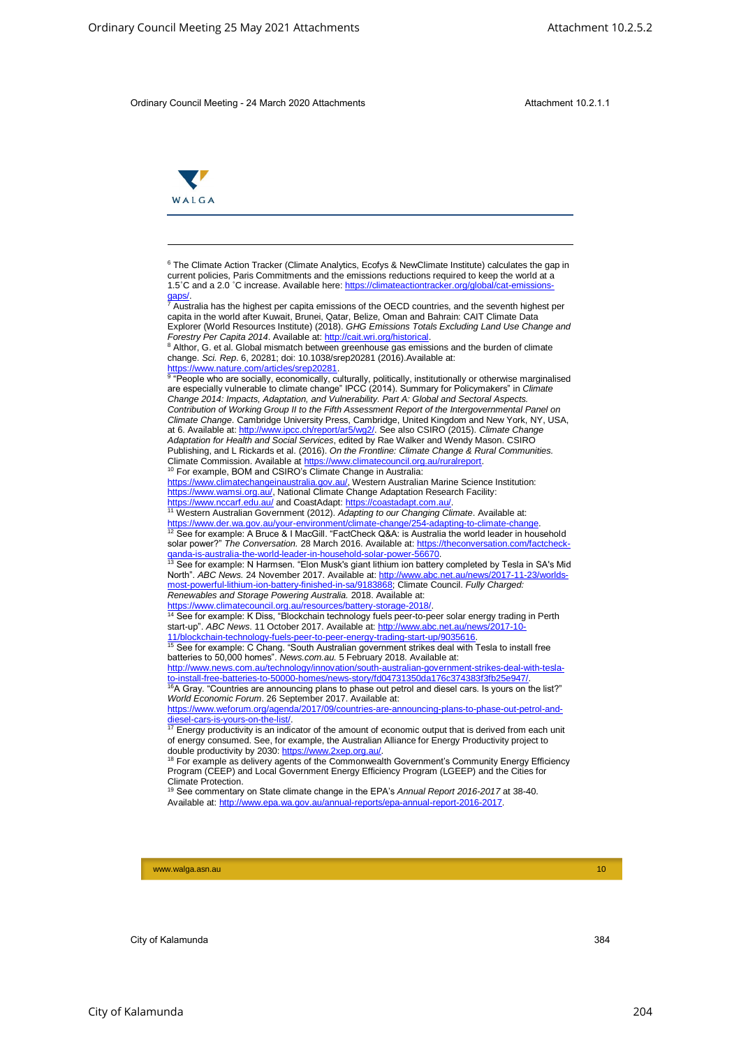[6] The Climate Action Tracker (Climate Analytics, Ecofys & NewClimate Institute) calculates the gap in current policies, Paris Commitments and the emissions reductions required to keep the world at a 1.5˚C and a 2.0 ˚C increase. Available here: https://climateactiontracker.org/global/cat-emissions-gaps/.

[7] Australia has the highest per capita emissions of the OECD countries, and the seventh highest per capita in the world after Kuwait, Brunei, Qatar, Belize, Oman and Bahrain: CAIT Climate Data Explorer (World Resources Institute) (2018). *GHG Emissions Totals Excluding Land Use Change and Forestry Per Capita 2014*. Available at: http://cait.wri.org/historical.

[8] Althor, G. et al. Global mismatch between greenhouse gas emissions and the burden of climate change. *Sci. Rep.* 6, 20281; doi: 10.1038/srep20281 (2016).Available at: https://www.nature.com/articles/srep20281.

[9] "People who are socially, economically, culturally, politically, institutionally or otherwise marginalised are especially vulnerable to climate change" IPCC (2014). Summary for Policymakers" in *Climate Change 2014: Impacts, Adaptation, and Vulnerability. Part A: Global and Sectoral Aspects. Contribution of Working Group II to the Fifth Assessment Report of the Intergovernmental Panel on Climate Change*. Cambridge University Press, Cambridge, United Kingdom and New York, NY, USA, at 6. Available at: http://www.ipcc.ch/report/ar5/wg2/. See also CSIRO (2015). *Climate Change Adaptation for Health and Social Services*, edited by Rae Walker and Wendy Mason. CSIRO Publishing, and L Rickards et al. (2016). *On the Frontline: Climate Change & Rural Communities.* Climate Commission. Available at https://www.climatecouncil.org.au/ruralreport.

[10] For example, BOM and CSIRO's Climate Change in Australia: https://www.climatechangeinaustralia.gov.au/, Western Australian Marine Science Institution: https://www.wamsi.org.au/, National Climate Change Adaptation Research Facility: https://www.nccarf.edu.au/ and CoastAdapt: https://coastadapt.com.au/.

[11] Western Australian Government (2012). *Adapting to our Changing Climate*. Available at: https://www.der.wa.gov.au/your-environment/climate-change/254-adapting-to-climate-change.

[12] See for example: A Bruce & I MacGill. "FactCheck Q&A: is Australia the world leader in household solar power?" *The Conversation.* 28 March 2016. Available at: https://theconversation.com/factcheck-qanda-is-australia-the-world-leader-in-household-solar-power-56670.

[13] See for example: N Harmsen. "Elon Musk's giant lithium ion battery completed by Tesla in SA's Mid North". *ABC News.* 24 November 2017. Available at: http://www.abc.net.au/news/2017-11-23/worlds-most-powerful-lithium-ion-battery-finished-in-sa/9183868; Climate Council. *Fully Charged: Renewables and Storage Powering Australia.* 2018. Available at: https://www.climatecouncil.org.au/resources/battery-storage-2018/.

[14] See for example: K Diss, "Blockchain technology fuels peer-to-peer solar energy trading in Perth start-up". *ABC News.* 11 October 2017. Available at: http://www.abc.net.au/news/2017-10-11/blockchain-technology-fuels-peer-to-peer-energy-trading-start-up/9035616.

[15] See for example: C Chang. "South Australian government strikes deal with Tesla to install free batteries to 50,000 homes". *News.com.au.* 5 February 2018. Available at: http://www.news.com.au/technology/innovation/south-australian-government-strikes-deal-with-tesla-to-install-free-batteries-to-50000-homes/news-story/fd04731350da176c374383f3fb25e947/.

[16] A Gray. "Countries are announcing plans to phase out petrol and diesel cars. Is yours on the list?" *World Economic Forum*. 26 September 2017. Available at: https://www.weforum.org/agenda/2017/09/countries-are-announcing-plans-to-phase-out-petrol-and-diesel-cars-is-yours-on-the-list/.

[17] Energy productivity is an indicator of the amount of economic output that is derived from each unit of energy consumed. See, for example, the Australian Alliance for Energy Productivity project to double productivity by 2030: https://www.2xep.org.au/.

[18] For example as delivery agents of the Commonwealth Government's Community Energy Efficiency Program (CEEP) and Local Government Energy Efficiency Program (LGEEP) and the Cities for Climate Protection.

[19] See commentary on State climate change in the EPA's *Annual Report 2016-2017* at 38-40. Available at: http://www.epa.wa.gov.au/annual-reports/epa-annual-report-2016-2017.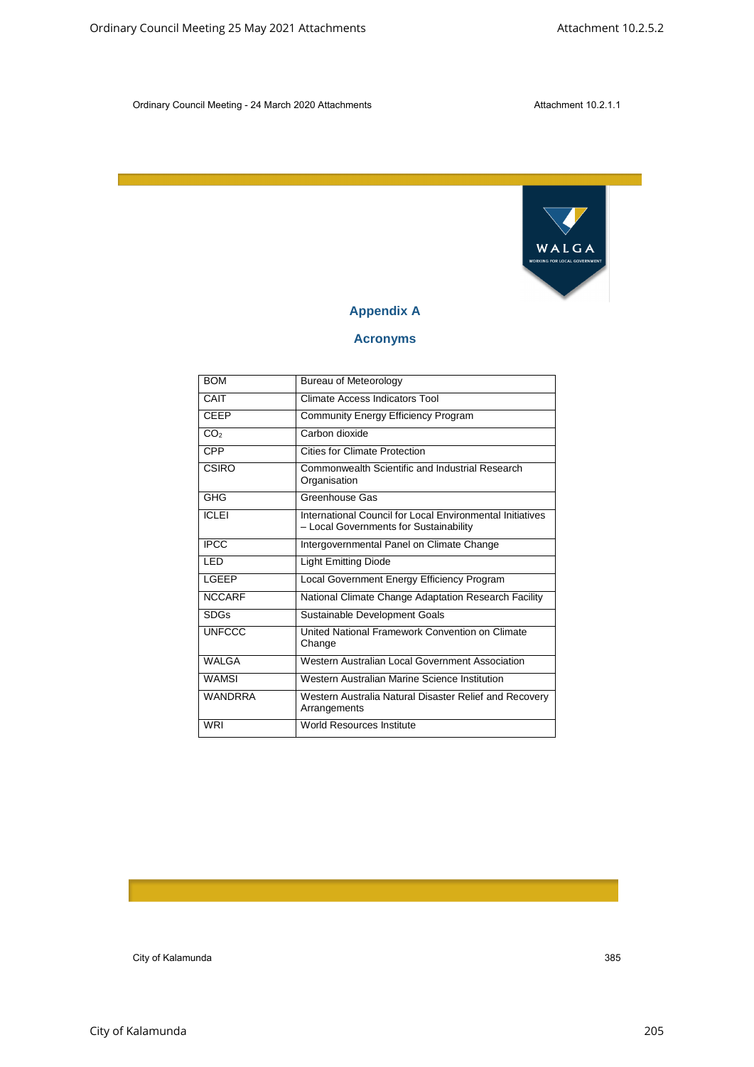## Appendix A

## Acronyms

| | |
|---|---|
| BOM | Bureau of Meteorology |
| CAIT | Climate Access Indicators Tool |
| CEEP | Community Energy Efficiency Program |
| $CO_2$ | Carbon dioxide |
| CPP | Cities for Climate Protection |
| CSIRO | Commonwealth Scientific and Industrial Research Organisation |
| GHG | Greenhouse Gas |
| ICLEI | International Council for Local Environmental Initiatives – Local Governments for Sustainability |
| IPCC | Intergovernmental Panel on Climate Change |
| LED | Light Emitting Diode |
| LGEEP | Local Government Energy Efficiency Program |
| NCCARF | National Climate Change Adaptation Research Facility |
| SDGs | Sustainable Development Goals |
| UNFCCC | United National Framework Convention on Climate Change |
| WALGA | Western Australian Local Government Association |
| WAMSI | Western Australian Marine Science Institution |
| WANDRRA | Western Australia Natural Disaster Relief and Recovery Arrangements |
| WRI | World Resources Institute |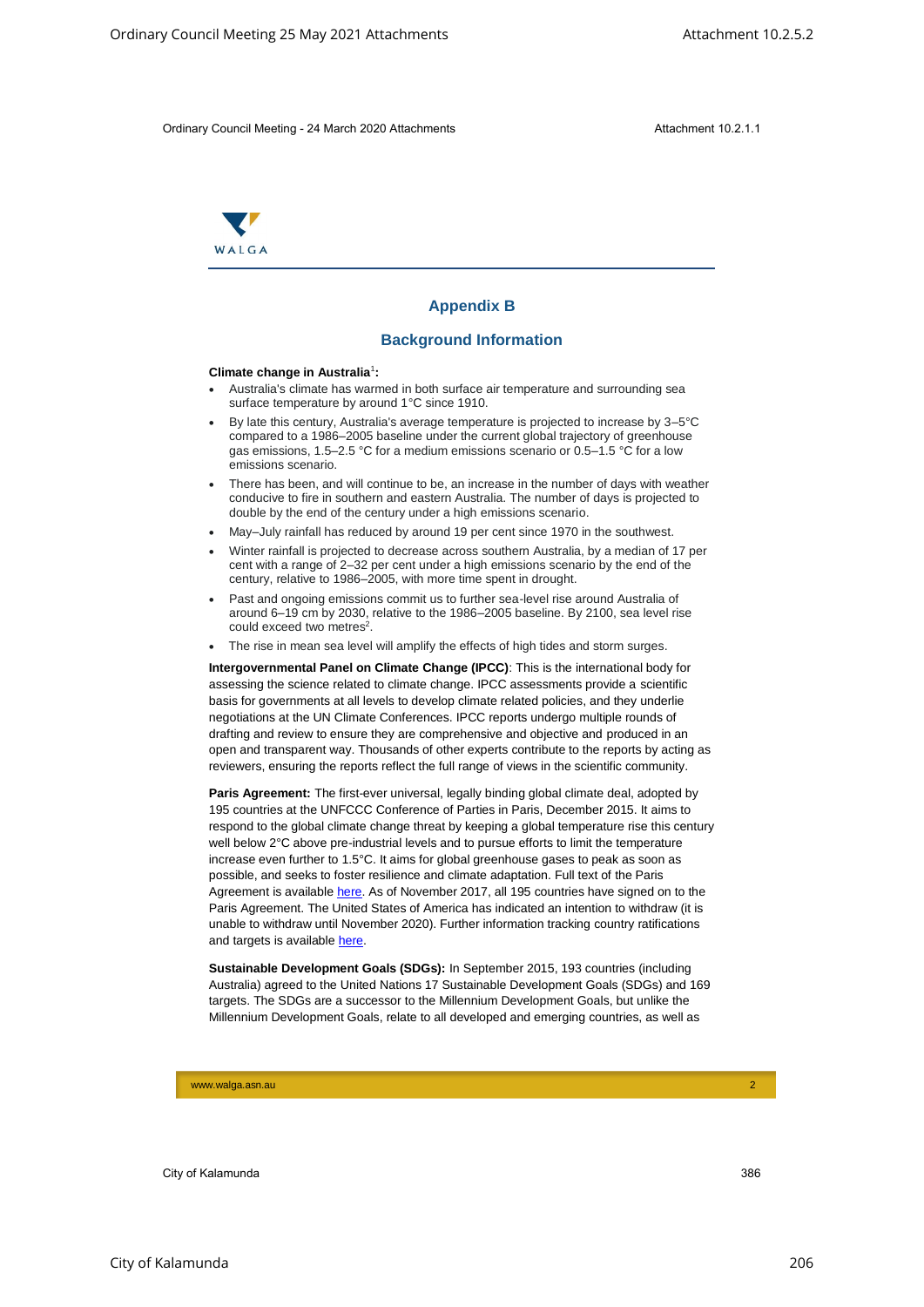## Appendix B

## Background Information

**Climate change in Australia**[1]**:**

- Australia's climate has warmed in both surface air temperature and surrounding sea surface temperature by around 1°C since 1910.
- By late this century, Australia's average temperature is projected to increase by 3–5°C compared to a 1986–2005 baseline under the current global trajectory of greenhouse gas emissions, 1.5–2.5 °C for a medium emissions scenario or 0.5–1.5 °C for a low emissions scenario.
- There has been, and will continue to be, an increase in the number of days with weather conducive to fire in southern and eastern Australia. The number of days is projected to double by the end of the century under a high emissions scenario.
- May–July rainfall has reduced by around 19 per cent since 1970 in the southwest.
- Winter rainfall is projected to decrease across southern Australia, by a median of 17 per cent with a range of 2–32 per cent under a high emissions scenario by the end of the century, relative to 1986–2005, with more time spent in drought.
- Past and ongoing emissions commit us to further sea-level rise around Australia of around 6–19 cm by 2030, relative to the 1986–2005 baseline. By 2100, sea level rise could exceed two metres[2].
- The rise in mean sea level will amplify the effects of high tides and storm surges.

**Intergovernmental Panel on Climate Change (IPCC)**: This is the international body for assessing the science related to climate change. IPCC assessments provide a scientific basis for governments at all levels to develop climate related policies, and they underlie negotiations at the UN Climate Conferences. IPCC reports undergo multiple rounds of drafting and review to ensure they are comprehensive and objective and produced in an open and transparent way. Thousands of other experts contribute to the reports by acting as reviewers, ensuring the reports reflect the full range of views in the scientific community.

**Paris Agreement:** The first-ever universal, legally binding global climate deal, adopted by 195 countries at the UNFCCC Conference of Parties in Paris, December 2015. It aims to respond to the global climate change threat by keeping a global temperature rise this century well below 2°C above pre-industrial levels and to pursue efforts to limit the temperature increase even further to 1.5°C. It aims for global greenhouse gases to peak as soon as possible, and seeks to foster resilience and climate adaptation. Full text of the Paris Agreement is available here. As of November 2017, all 195 countries have signed on to the Paris Agreement. The United States of America has indicated an intention to withdraw (it is unable to withdraw until November 2020). Further information tracking country ratifications and targets is available here.

**Sustainable Development Goals (SDGs):** In September 2015, 193 countries (including Australia) agreed to the United Nations 17 Sustainable Development Goals (SDGs) and 169 targets. The SDGs are a successor to the Millennium Development Goals, but unlike the Millennium Development Goals, relate to all developed and emerging countries, as well as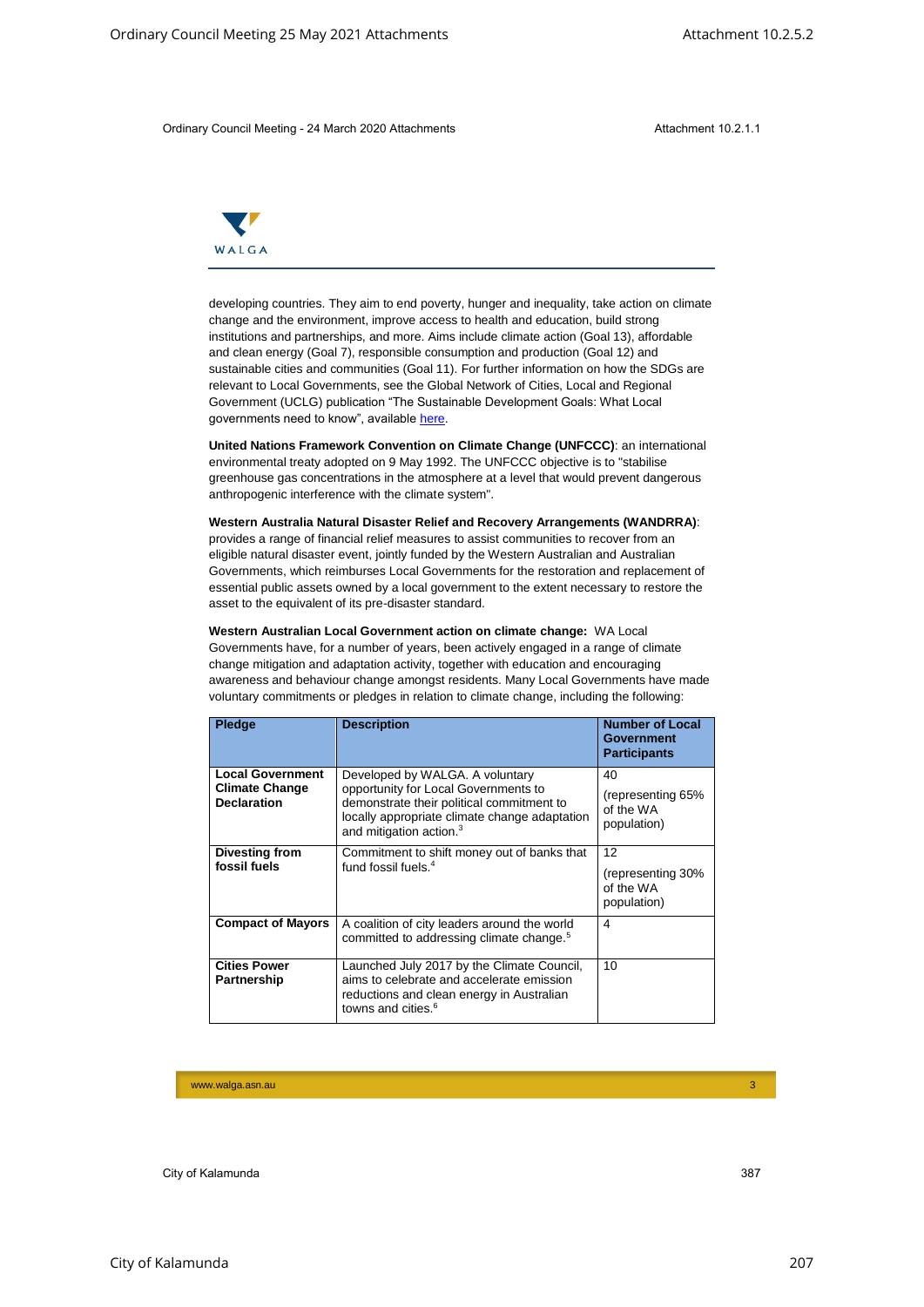developing countries. They aim to end poverty, hunger and inequality, take action on climate change and the environment, improve access to health and education, build strong institutions and partnerships, and more. Aims include climate action (Goal 13), affordable and clean energy (Goal 7), responsible consumption and production (Goal 12) and sustainable cities and communities (Goal 11). For further information on how the SDGs are relevant to Local Governments, see the Global Network of Cities, Local and Regional Government (UCLG) publication "The Sustainable Development Goals: What Local governments need to know", available here.

**United Nations Framework Convention on Climate Change (UNFCCC)**: an international environmental treaty adopted on 9 May 1992. The UNFCCC objective is to "stabilise greenhouse gas concentrations in the atmosphere at a level that would prevent dangerous anthropogenic interference with the climate system".

**Western Australia Natural Disaster Relief and Recovery Arrangements (WANDRRA)**: provides a range of financial relief measures to assist communities to recover from an eligible natural disaster event, jointly funded by the Western Australian and Australian Governments, which reimburses Local Governments for the restoration and replacement of essential public assets owned by a local government to the extent necessary to restore the asset to the equivalent of its pre-disaster standard.

**Western Australian Local Government action on climate change:** WA Local Governments have, for a number of years, been actively engaged in a range of climate change mitigation and adaptation activity, together with education and encouraging awareness and behaviour change amongst residents. Many Local Governments have made voluntary commitments or pledges in relation to climate change, including the following:

| Pledge | Description | Number of Local Government Participants |
|---|---|---|
| **Local Government Climate Change Declaration** | Developed by WALGA. A voluntary opportunity for Local Governments to demonstrate their political commitment to locally appropriate climate change adaptation and mitigation action.[3] | 40 (representing 65% of the WA population) |
| **Divesting from fossil fuels** | Commitment to shift money out of banks that fund fossil fuels.[4] | 12 (representing 30% of the WA population) |
| **Compact of Mayors** | A coalition of city leaders around the world committed to addressing climate change.[5] | 4 |
| **Cities Power Partnership** | Launched July 2017 by the Climate Council, aims to celebrate and accelerate emission reductions and clean energy in Australian towns and cities.[6] | 10 |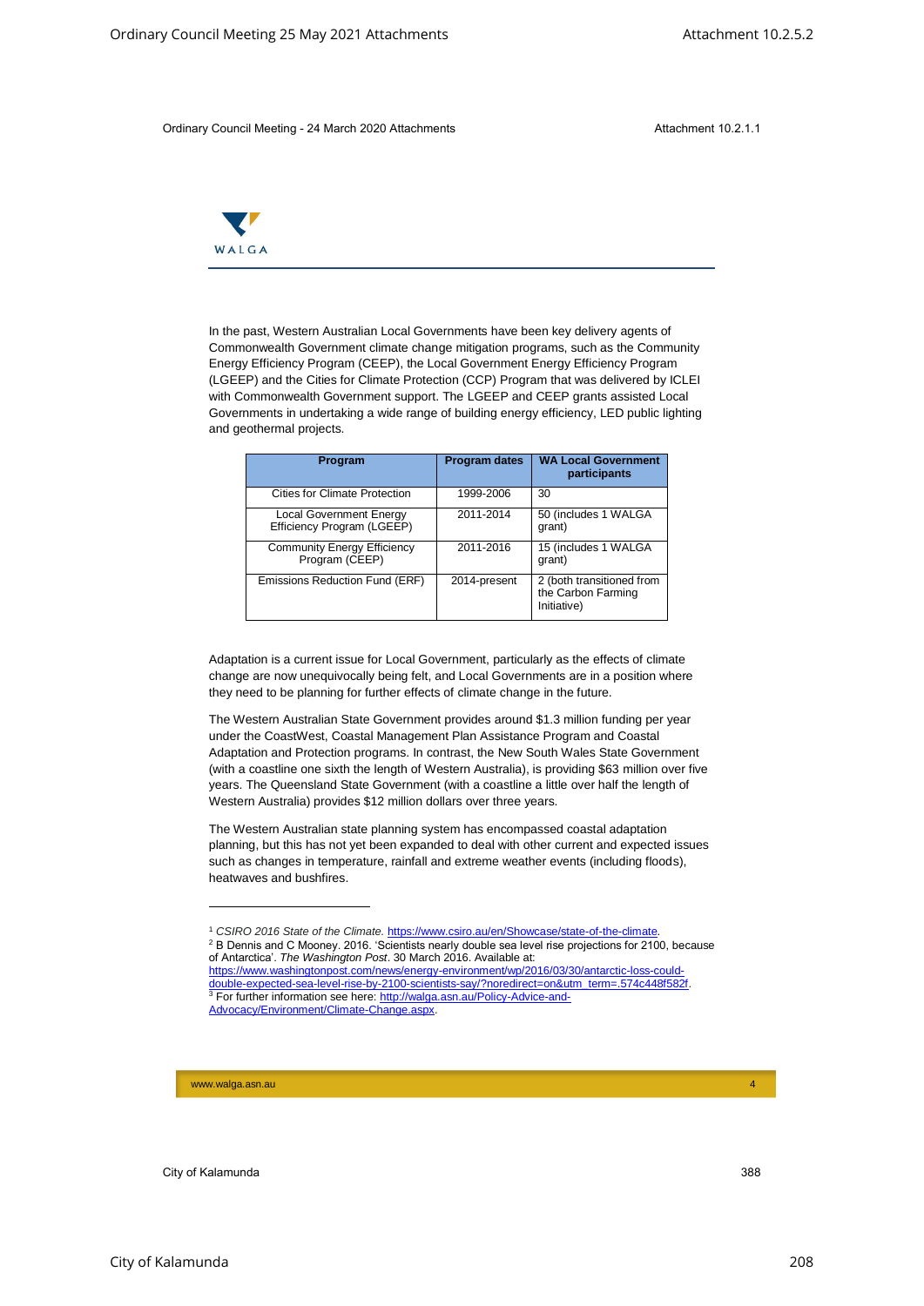In the past, Western Australian Local Governments have been key delivery agents of Commonwealth Government climate change mitigation programs, such as the Community Energy Efficiency Program (CEEP), the Local Government Energy Efficiency Program (LGEEP) and the Cities for Climate Protection (CCP) Program that was delivered by ICLEI with Commonwealth Government support. The LGEEP and CEEP grants assisted Local Governments in undertaking a wide range of building energy efficiency, LED public lighting and geothermal projects.

| Program | Program dates | WA Local Government participants |
|---|---|---|
| Cities for Climate Protection | 1999-2006 | 30 |
| Local Government Energy Efficiency Program (LGEEP) | 2011-2014 | 50 (includes 1 WALGA grant) |
| Community Energy Efficiency Program (CEEP) | 2011-2016 | 15 (includes 1 WALGA grant) |
| Emissions Reduction Fund (ERF) | 2014-present | 2 (both transitioned from the Carbon Farming Initiative) |

Adaptation is a current issue for Local Government, particularly as the effects of climate change are now unequivocally being felt, and Local Governments are in a position where they need to be planning for further effects of climate change in the future.

The Western Australian State Government provides around $1.3 million funding per year under the CoastWest, Coastal Management Plan Assistance Program and Coastal Adaptation and Protection programs. In contrast, the New South Wales State Government (with a coastline one sixth the length of Western Australia), is providing $63 million over five years. The Queensland State Government (with a coastline a little over half the length of Western Australia) provides $12 million dollars over three years.

The Western Australian state planning system has encompassed coastal adaptation planning, but this has not yet been expanded to deal with other current and expected issues such as changes in temperature, rainfall and extreme weather events (including floods), heatwaves and bushfires.

---

[1] *CSIRO 2016 State of the Climate.* https://www.csiro.au/en/Showcase/state-of-the-climate.

[2] B Dennis and C Mooney. 2016. 'Scientists nearly double sea level rise projections for 2100, because of Antarctica'. *The Washington Post*. 30 March 2016. Available at: https://www.washingtonpost.com/news/energy-environment/wp/2016/03/30/antarctic-loss-could-double-expected-sea-level-rise-by-2100-scientists-say/?noredirect=on&utm_term=.574c448f582f.

[3] For further information see here: http://walga.asn.au/Policy-Advice-and-Advocacy/Environment/Climate-Change.aspx.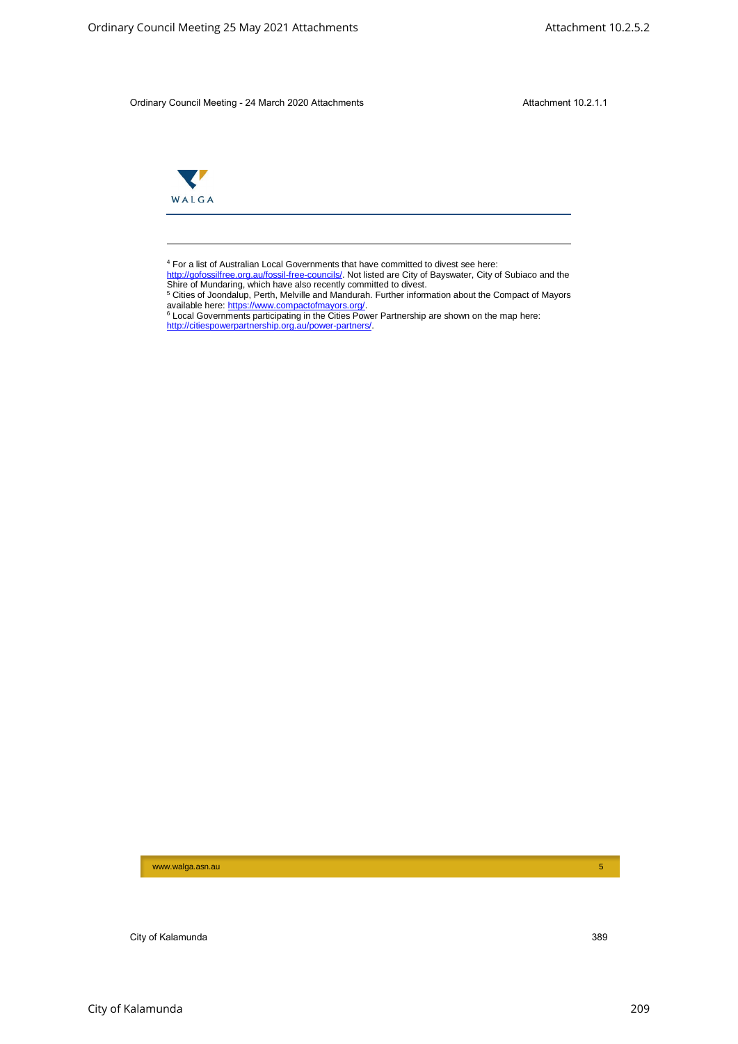[4] For a list of Australian Local Governments that have committed to divest see here: http://gofossilfree.org.au/fossil-free-councils/. Not listed are City of Bayswater, City of Subiaco and the Shire of Mundaring, which have also recently committed to divest.

[5] Cities of Joondalup, Perth, Melville and Mandurah. Further information about the Compact of Mayors available here: https://www.compactofmayors.org/.

[6] Local Governments participating in the Cities Power Partnership are shown on the map here: http://citiespowerpartnership.org.au/power-partners/.